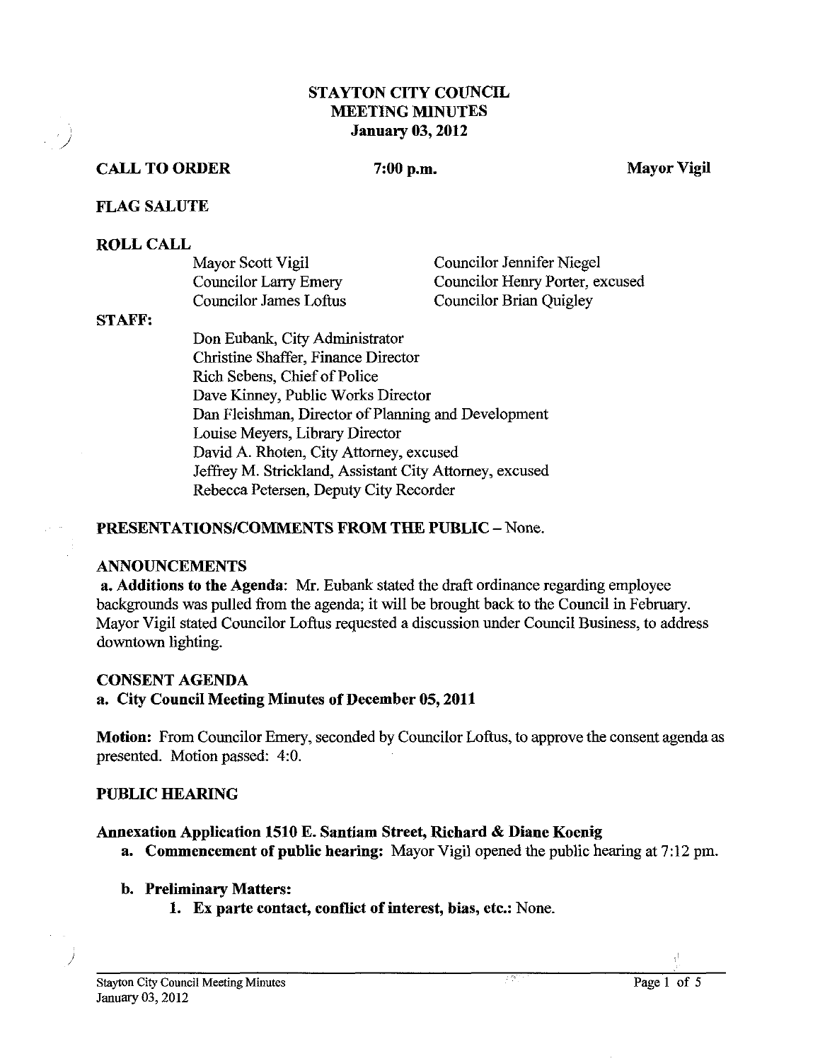# STAYTON CITY COUNCIL
# MEETING MINUTES
# January 03, 2012

**CALL TO ORDER** **7:00 p.m.** **Mayor Vigil**

**FLAG SALUTE**

**ROLL CALL**

Mayor Scott Vigil
Councilor Larry Emery
Councilor James Loftus
Councilor Jennifer Niegel
Councilor Henry Porter, excused
Councilor Brian Quigley

**STAFF:**

Don Eubank, City Administrator
Christine Shaffer, Finance Director
Rich Sebens, Chief of Police
Dave Kinney, Public Works Director
Dan Fleishman, Director of Planning and Development
Louise Meyers, Library Director
David A. Rhoten, City Attorney, excused
Jeffrey M. Strickland, Assistant City Attorney, excused
Rebecca Petersen, Deputy City Recorder

**PRESENTATIONS/COMMENTS FROM THE PUBLIC** – None.

**ANNOUNCEMENTS**

**a. Additions to the Agenda**: Mr. Eubank stated the draft ordinance regarding employee backgrounds was pulled from the agenda; it will be brought back to the Council in February. Mayor Vigil stated Councilor Loftus requested a discussion under Council Business, to address downtown lighting.

**CONSENT AGENDA**

**a. City Council Meeting Minutes of December 05, 2011**

**Motion:** From Councilor Emery, seconded by Councilor Loftus, to approve the consent agenda as presented. Motion passed: 4:0.

**PUBLIC HEARING**

**Annexation Application 1510 E. Santiam Street, Richard & Diane Koenig**

- **a. Commencement of public hearing:** Mayor Vigil opened the public hearing at 7:12 pm.
- **b. Preliminary Matters:**
  1. **Ex parte contact, conflict of interest, bias, etc.:** None.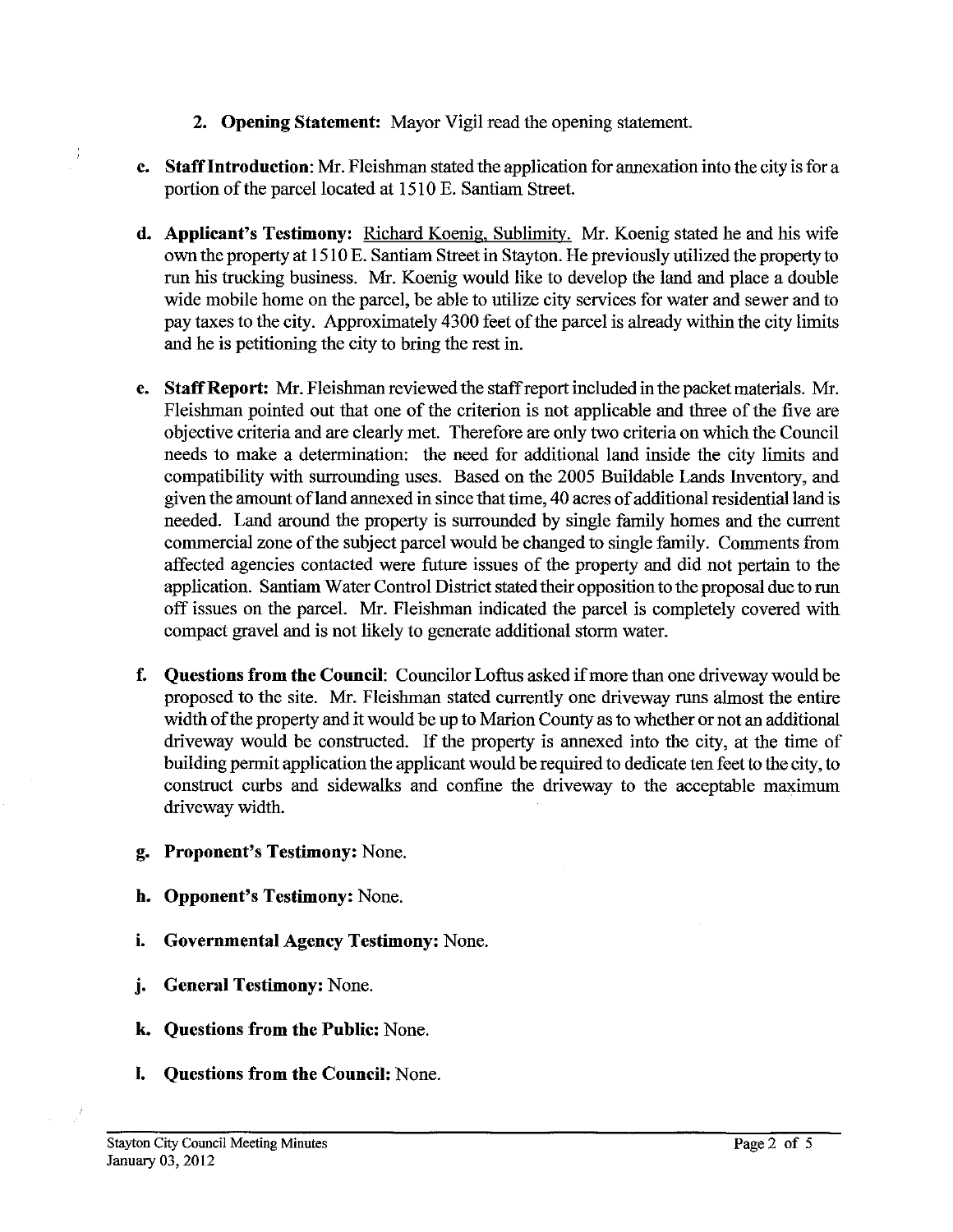2. **Opening Statement:** Mayor Vigil read the opening statement.

c. **Staff Introduction**: Mr. Fleishman stated the application for annexation into the city is for a portion of the parcel located at 1510 E. Santiam Street.

d. **Applicant's Testimony:** Richard Koenig, Sublimity. Mr. Koenig stated he and his wife own the property at 1510 E. Santiam Street in Stayton. He previously utilized the property to run his trucking business. Mr. Koenig would like to develop the land and place a double wide mobile home on the parcel, be able to utilize city services for water and sewer and to pay taxes to the city. Approximately 4300 feet of the parcel is already within the city limits and he is petitioning the city to bring the rest in.

e. **Staff Report:** Mr. Fleishman reviewed the staff report included in the packet materials. Mr. Fleishman pointed out that one of the criterion is not applicable and three of the five are objective criteria and are clearly met. Therefore are only two criteria on which the Council needs to make a determination: the need for additional land inside the city limits and compatibility with surrounding uses. Based on the 2005 Buildable Lands Inventory, and given the amount of land annexed in since that time, 40 acres of additional residential land is needed. Land around the property is surrounded by single family homes and the current commercial zone of the subject parcel would be changed to single family. Comments from affected agencies contacted were future issues of the property and did not pertain to the application. Santiam Water Control District stated their opposition to the proposal due to run off issues on the parcel. Mr. Fleishman indicated the parcel is completely covered with compact gravel and is not likely to generate additional storm water.

f. **Questions from the Council**: Councilor Loftus asked if more than one driveway would be proposed to the site. Mr. Fleishman stated currently one driveway runs almost the entire width of the property and it would be up to Marion County as to whether or not an additional driveway would be constructed. If the property is annexed into the city, at the time of building permit application the applicant would be required to dedicate ten feet to the city, to construct curbs and sidewalks and confine the driveway to the acceptable maximum driveway width.

g. **Proponent's Testimony:** None.

h. **Opponent's Testimony:** None.

i. **Governmental Agency Testimony:** None.

j. **General Testimony:** None.

k. **Questions from the Public:** None.

l. **Questions from the Council:** None.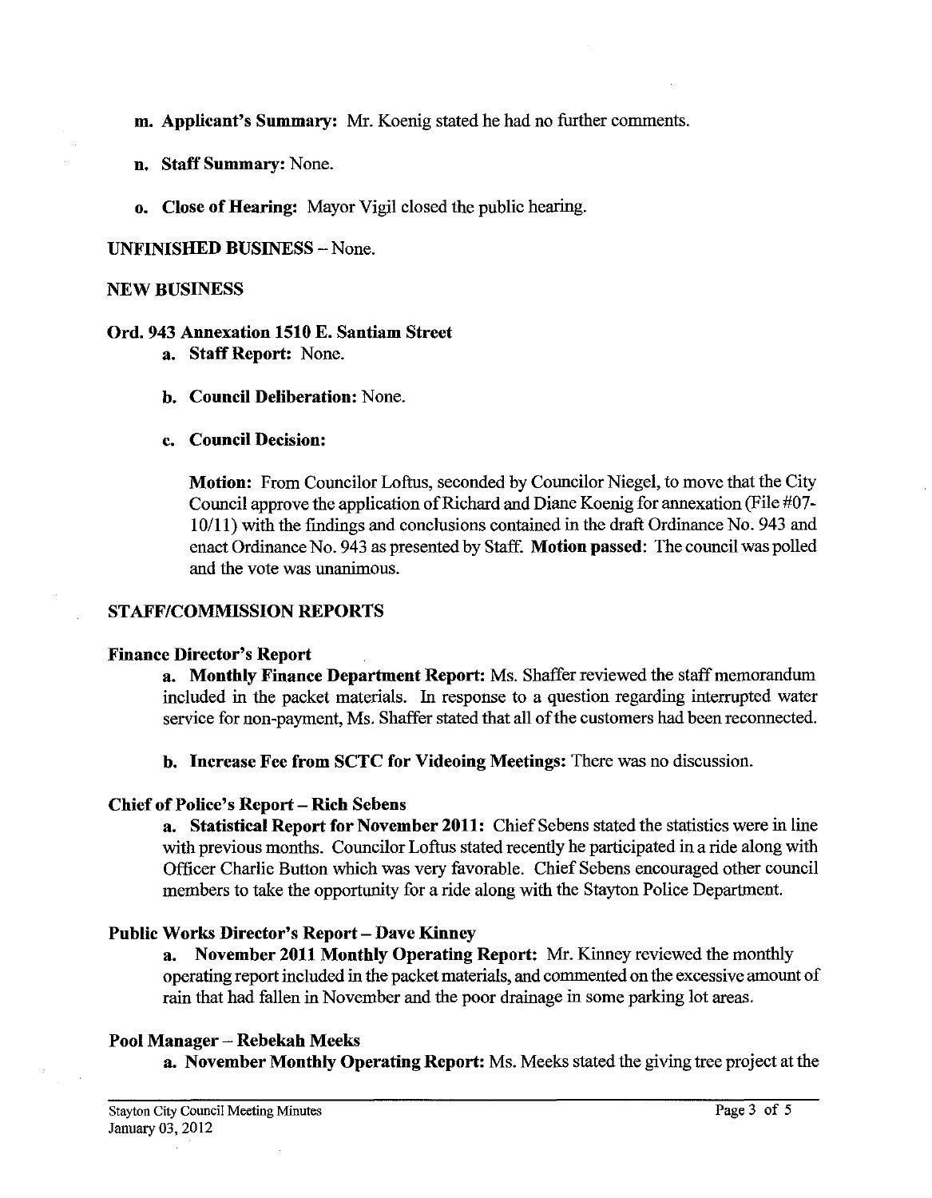**m. Applicant's Summary:** Mr. Koenig stated he had no further comments.

**n. Staff Summary:** None.

**o. Close of Hearing:** Mayor Vigil closed the public hearing.

**UNFINISHED BUSINESS** – None.

**NEW BUSINESS**

**Ord. 943 Annexation 1510 E. Santiam Street**

**a. Staff Report:** None.

**b. Council Deliberation:** None.

**c. Council Decision:**

**Motion:** From Councilor Loftus, seconded by Councilor Niegel, to move that the City Council approve the application of Richard and Diane Koenig for annexation (File #07-10/11) with the findings and conclusions contained in the draft Ordinance No. 943 and enact Ordinance No. 943 as presented by Staff. **Motion passed**: The council was polled and the vote was unanimous.

**STAFF/COMMISSION REPORTS**

**Finance Director's Report**

**a. Monthly Finance Department Report:** Ms. Shaffer reviewed the staff memorandum included in the packet materials. In response to a question regarding interrupted water service for non-payment, Ms. Shaffer stated that all of the customers had been reconnected.

**b. Increase Fee from SCTC for Videoing Meetings:** There was no discussion.

**Chief of Police's Report – Rich Sebens**

**a. Statistical Report for November 2011:** Chief Sebens stated the statistics were in line with previous months. Councilor Loftus stated recently he participated in a ride along with Officer Charlie Button which was very favorable. Chief Sebens encouraged other council members to take the opportunity for a ride along with the Stayton Police Department.

**Public Works Director's Report – Dave Kinney**

**a. November 2011 Monthly Operating Report:** Mr. Kinney reviewed the monthly operating report included in the packet materials, and commented on the excessive amount of rain that had fallen in November and the poor drainage in some parking lot areas.

**Pool Manager – Rebekah Meeks**

**a. November Monthly Operating Report:** Ms. Meeks stated the giving tree project at the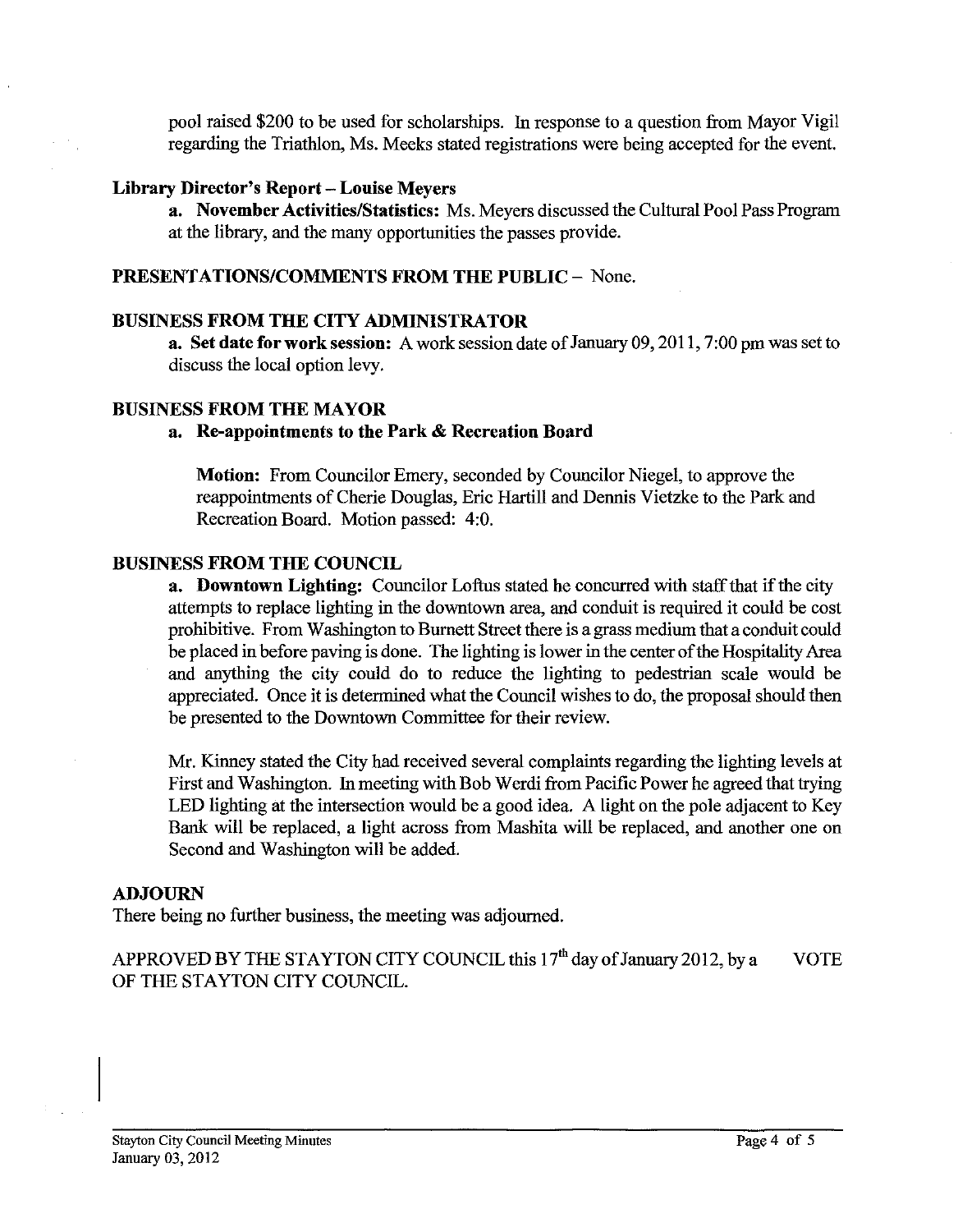pool raised $200 to be used for scholarships. In response to a question from Mayor Vigil regarding the Triathlon, Ms. Meeks stated registrations were being accepted for the event.

### Library Director's Report – Louise Meyers

**a. November Activities/Statistics:** Ms. Meyers discussed the Cultural Pool Pass Program at the library, and the many opportunities the passes provide.

### PRESENTATIONS/COMMENTS FROM THE PUBLIC – None.

### BUSINESS FROM THE CITY ADMINISTRATOR

**a. Set date for work session:** A work session date of January 09, 2011, 7:00 pm was set to discuss the local option levy.

### BUSINESS FROM THE MAYOR

**a. Re-appointments to the Park & Recreation Board**

**Motion:** From Councilor Emery, seconded by Councilor Niegel, to approve the reappointments of Cherie Douglas, Eric Hartill and Dennis Vietzke to the Park and Recreation Board. Motion passed: 4:0.

### BUSINESS FROM THE COUNCIL

**a. Downtown Lighting:** Councilor Loftus stated he concurred with staff that if the city attempts to replace lighting in the downtown area, and conduit is required it could be cost prohibitive. From Washington to Burnett Street there is a grass medium that a conduit could be placed in before paving is done. The lighting is lower in the center of the Hospitality Area and anything the city could do to reduce the lighting to pedestrian scale would be appreciated. Once it is determined what the Council wishes to do, the proposal should then be presented to the Downtown Committee for their review.

Mr. Kinney stated the City had received several complaints regarding the lighting levels at First and Washington. In meeting with Bob Werdi from Pacific Power he agreed that trying LED lighting at the intersection would be a good idea. A light on the pole adjacent to Key Bank will be replaced, a light across from Mashita will be replaced, and another one on Second and Washington will be added.

### ADJOURN

There being no further business, the meeting was adjourned.

APPROVED BY THE STAYTON CITY COUNCIL this 17th day of January 2012, by a VOTE OF THE STAYTON CITY COUNCIL.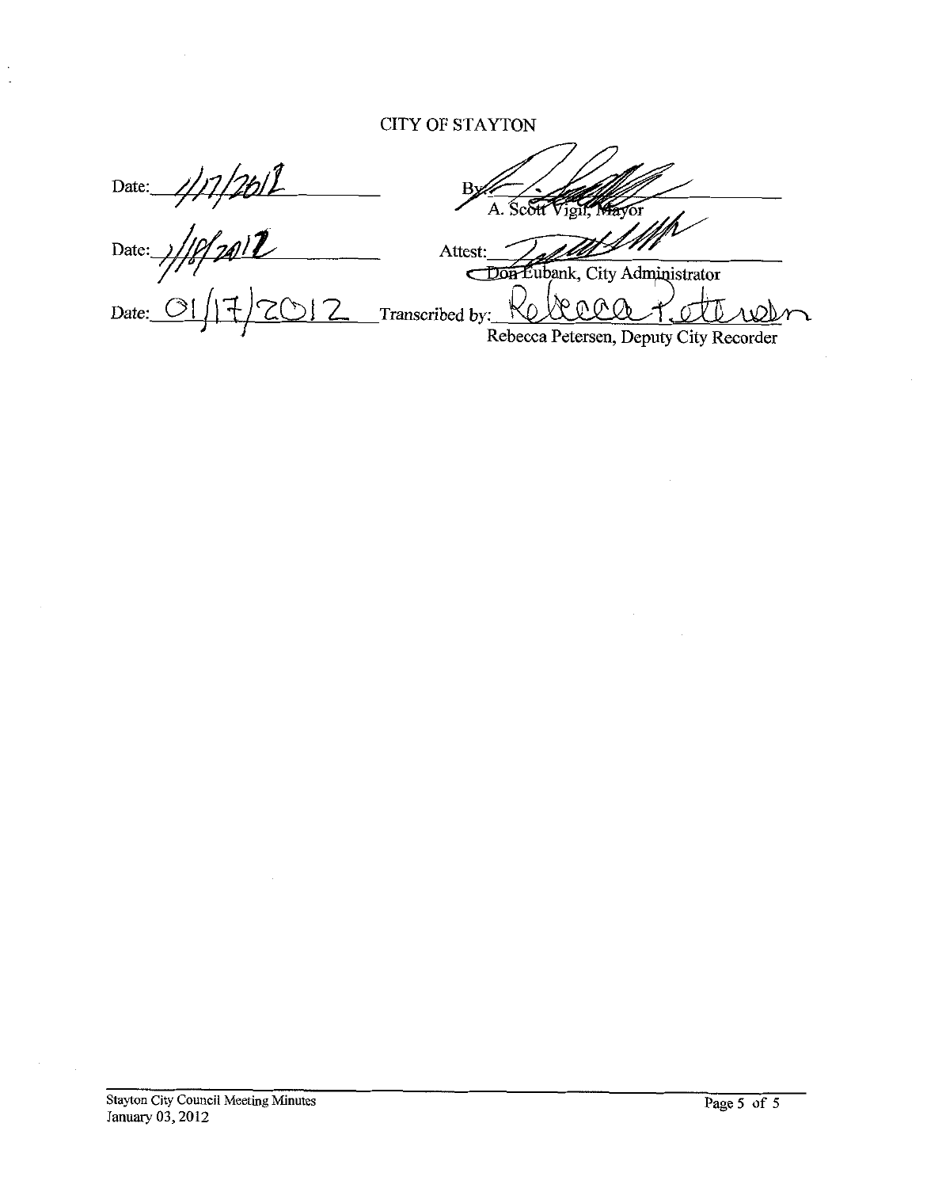CITY OF STAYTON

Date: 1/17/2012 By: ______________________
A. Scott Vigil, Mayor

Date: 1/18/2012 Attest: ______________________
Don Eubank, City Administrator

Date: 01/17/2012 Transcribed by: ______________________
Rebecca Petersen, Deputy City Recorder